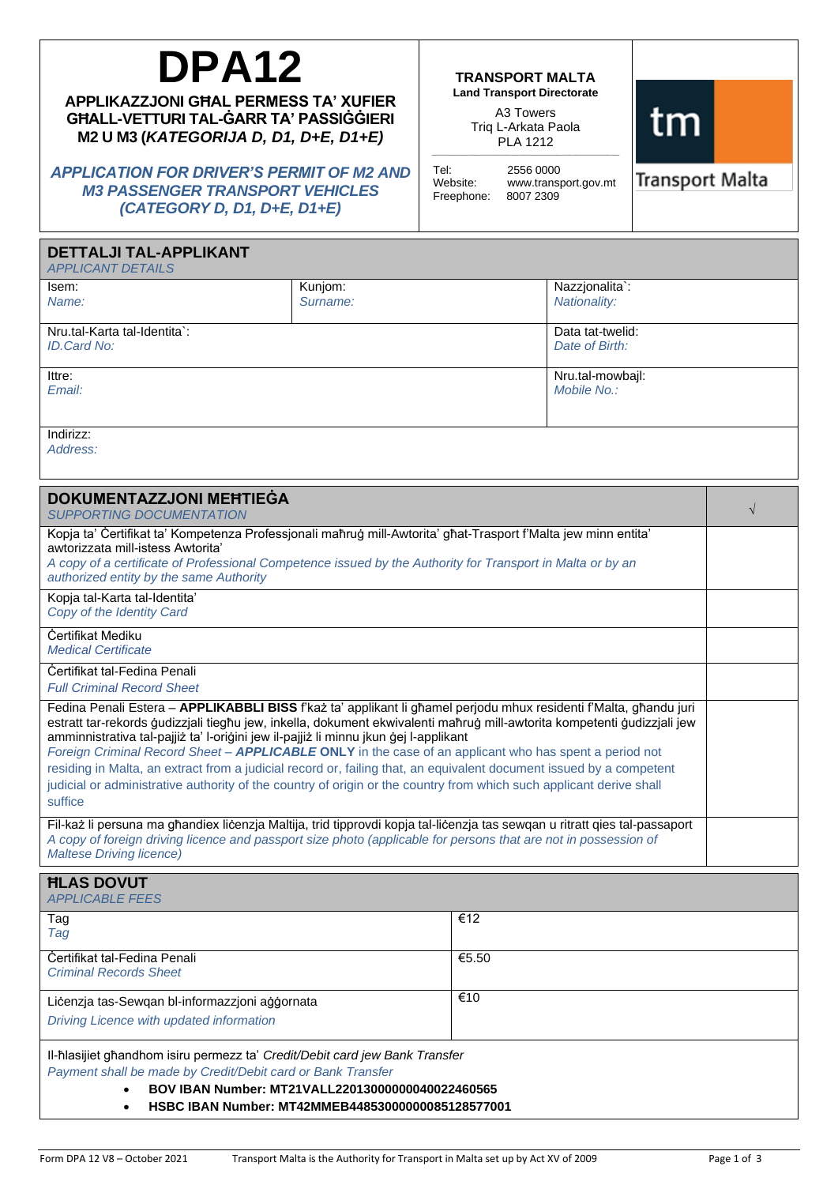# DPA12

**APPLIKAZZJONI GĦAL PERMESS TA' XUFIER GĦALL-VETTURI TAL-ĠARR TA' PASSIĠĠIERI M2 U M3 (*KATEGORIJA D, D1, D+E, D1+E)***

***APPLICATION FOR DRIVER'S PERMIT OF M2 AND M3 PASSENGER TRANSPORT VEHICLES (CATEGORY D, D1, D+E, D1+E)***

**TRANSPORT MALTA**
**Land Transport Directorate**

A3 Towers
Triq L-Arkata Paola
PLA 1212

Tel: 2556 0000
Website: www.transport.gov.mt
Freephone: 8007 2309

## DETTALJI TAL-APPLIKANT
*APPLICANT DETAILS*

| Isem: *Name:* | Kunjom: *Surname:* | Nazzjonalita`: *Nationality:* |
|---|---|---|
| Nru.tal-Karta tal-Identita`: *ID.Card No:* | | Data tat-twelid: *Date of Birth:* |
| Ittre: *Email:* | | Nru.tal-mowbajl: *Mobile No.:* |
| Indirizz: *Address:* | | |

## DOKUMENTAZZJONI MEĦTIEĠA
*SUPPORTING DOCUMENTATION*

| | √ |
|---|---|
| Kopja ta' Ċertifikat ta' Kompetenza Professjonali maħruġ mill-Awtorita' għat-Trasport f'Malta jew minn entita' awtorizzata mill-istess Awtorita' *A copy of a certificate of Professional Competence issued by the Authority for Transport in Malta or by an authorized entity by the same Authority* | |
| Kopja tal-Karta tal-Identita' *Copy of the Identity Card* | |
| Ċertifikat Mediku *Medical Certificate* | |
| Ċertifikat tal-Fedina Penali *Full Criminal Record Sheet* | |
| Fedina Penali Estera – **APPLIKABBLI BISS** f'każ ta' applikant li għamel perjodu mhux residenti f'Malta, għandu juri estratt tar-rekords ġudizzjali tiegħu jew, inkella, dokument ekwivalenti maħruġ mill-awtorita kompetenti ġudizzjali jew amminnistrattiva tal-pajjiż ta' l-oriġini jew il-pajjiż li minnu jkun ġej l-applikant *Foreign Criminal Record Sheet – **APPLICABLE ONLY** in the case of an applicant who has spent a period not residing in Malta, an extract from a judicial record or, failing that, an equivalent document issued by a competent judicial or administrative authority of the country of origin or the country from which such applicant derive shall suffice* | |
| Fil-każ li persuna ma għandiex liċenzja Maltija, trid tipprovdi kopja tal-liċenzja tas sewqan u ritratt qies tal-passaport *A copy of foreign driving licence and passport size photo (applicable for persons that are not in possession of Maltese Driving licence)* | |

## ĦLAS DOVUT
*APPLICABLE FEES*

| | |
|---|---|
| Tag *Tag* | €12 |
| Ċertifikat tal-Fedina Penali *Criminal Records Sheet* | €5.50 |
| Liċenzja tas-Sewqan bl-informazzjoni aġġornata *Driving Licence with updated information* | €10 |

Il-ħlasijiet għandhom isiru permezz ta' *Credit/Debit card jew Bank Transfer*
*Payment shall be made by Credit/Debit card or Bank Transfer*

- **BOV IBAN Number: MT21VALL22013000000040022460565**
- **HSBC IBAN Number: MT42MMEB44853000000085128577001**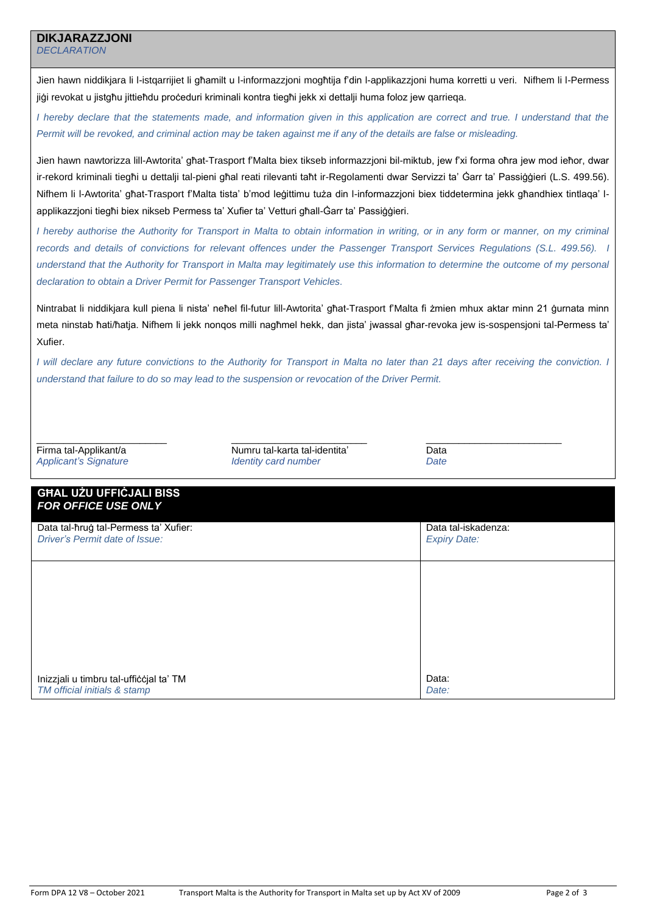## DIKJARAZZJONI
*DECLARATION*

Jien hawn niddikjara li l-istqarrijiet li għamilt u l-informazzjoni mogħtija f'din l-applikazzjoni huma korretti u veri. Nifhem li l-Permess jiġi revokat u jistgħu jittieħdu proċeduri kriminali kontra tiegħi jekk xi dettalji huma foloz jew qarrieqa.

*I hereby declare that the statements made, and information given in this application are correct and true. I understand that the Permit will be revoked, and criminal action may be taken against me if any of the details are false or misleading.*

Jien hawn nawtorizza lill-Awtorita' għat-Trasport f'Malta biex tikseb informazzjoni bil-miktub, jew f'xi forma oħra jew mod ieħor, dwar ir-rekord kriminali tiegħi u dettalji tal-pieni għal reati rilevanti taħt ir-Regolamenti dwar Servizzi ta' Ġarr ta' Passiġġieri (L.S. 499.56). Nifhem li l-Awtorita' għat-Trasport f'Malta tista' b'mod leġittimu tuża din l-informazzjoni biex tiddetermina jekk għandhiex tintlaqa' l-applikazzjoni tiegħi biex nikseb Permess ta' Xufier ta' Vetturi għall-Ġarr ta' Passiġġieri.

*I hereby authorise the Authority for Transport in Malta to obtain information in writing, or in any form or manner, on my criminal records and details of convictions for relevant offences under the Passenger Transport Services Regulations (S.L. 499.56). I understand that the Authority for Transport in Malta may legitimately use this information to determine the outcome of my personal declaration to obtain a Driver Permit for Passenger Transport Vehicles.*

Nintrabat li niddikjara kull piena li nista' neħel fil-futur lill-Awtorita' għat-Trasport f'Malta fi żmien mhux aktar minn 21 ġurnata minn meta ninstab ħati/ħatja. Nifhem li jekk nonqos milli nagħmel hekk, dan jista' jwassal għar-revoka jew is-sospensjoni tal-Permess ta' Xufier.

*I will declare any future convictions to the Authority for Transport in Malta no later than 21 days after receiving the conviction. I understand that failure to do so may lead to the suspension or revocation of the Driver Permit.*

| ________________________ | ________________________ | ________________________ |
|---|---|---|
| Firma tal-Applikant/a *Applicant's Signature* | Numru tal-karta tal-identita' *Identity card number* | Data *Date* |

## GĦAL UŻU UFFIĊJALI BISS
***FOR OFFICE USE ONLY***

| Data tal-ħruġ tal-Permess ta' Xufier: *Driver's Permit date of Issue:* | Data tal-iskadenza: *Expiry Date:* |
|---|---|
| Inizzjali u timbru tal-uffiċċjal ta' TM *TM official initials & stamp* | Data: *Date:* |

Form DPA 12 V8 – October 2021 — Transport Malta is the Authority for Transport in Malta set up by Act XV of 2009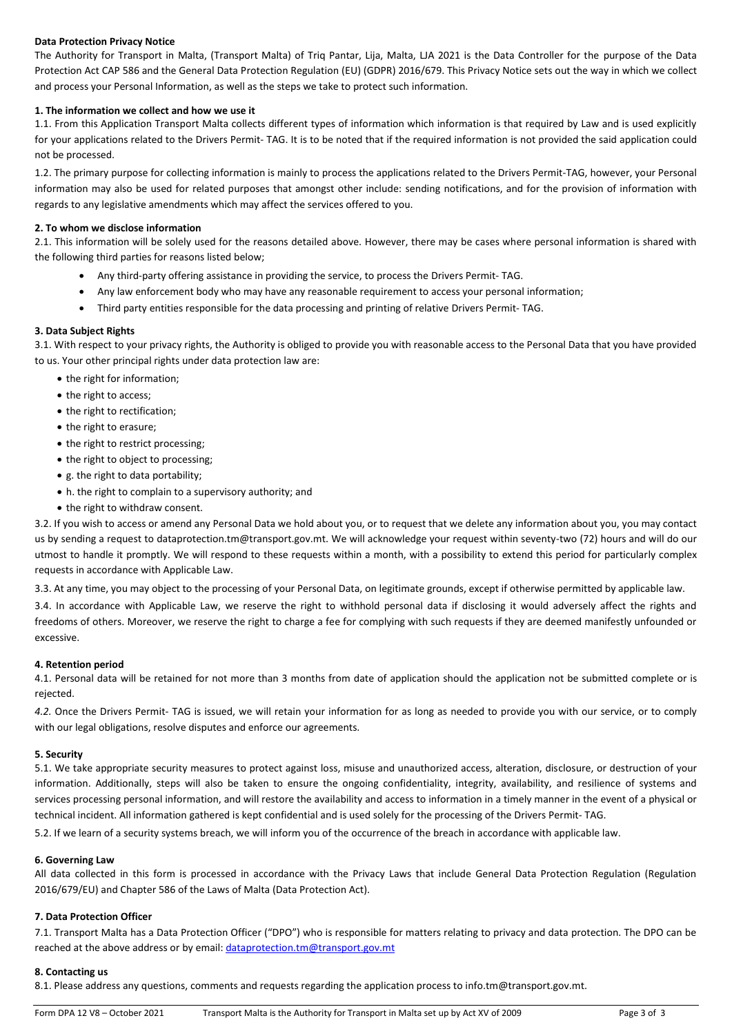**Data Protection Privacy Notice**

The Authority for Transport in Malta, (Transport Malta) of Triq Pantar, Lija, Malta, LJA 2021 is the Data Controller for the purpose of the Data Protection Act CAP 586 and the General Data Protection Regulation (EU) (GDPR) 2016/679. This Privacy Notice sets out the way in which we collect and process your Personal Information, as well as the steps we take to protect such information.

**1. The information we collect and how we use it**

1.1. From this Application Transport Malta collects different types of information which information is that required by Law and is used explicitly for your applications related to the Drivers Permit- TAG. It is to be noted that if the required information is not provided the said application could not be processed.

1.2. The primary purpose for collecting information is mainly to process the applications related to the Drivers Permit-TAG, however, your Personal information may also be used for related purposes that amongst other include: sending notifications, and for the provision of information with regards to any legislative amendments which may affect the services offered to you.

**2. To whom we disclose information**

2.1. This information will be solely used for the reasons detailed above. However, there may be cases where personal information is shared with the following third parties for reasons listed below;

- Any third-party offering assistance in providing the service, to process the Drivers Permit- TAG.
- Any law enforcement body who may have any reasonable requirement to access your personal information;
- Third party entities responsible for the data processing and printing of relative Drivers Permit- TAG.

**3. Data Subject Rights**

3.1. With respect to your privacy rights, the Authority is obliged to provide you with reasonable access to the Personal Data that you have provided to us. Your other principal rights under data protection law are:

- the right for information;
- the right to access;
- the right to rectification;
- the right to erasure;
- the right to restrict processing;
- the right to object to processing;
- g. the right to data portability;
- h. the right to complain to a supervisory authority; and
- the right to withdraw consent.

3.2. If you wish to access or amend any Personal Data we hold about you, or to request that we delete any information about you, you may contact us by sending a request to dataprotection.tm@transport.gov.mt. We will acknowledge your request within seventy-two (72) hours and will do our utmost to handle it promptly. We will respond to these requests within a month, with a possibility to extend this period for particularly complex requests in accordance with Applicable Law.

3.3. At any time, you may object to the processing of your Personal Data, on legitimate grounds, except if otherwise permitted by applicable law.

3.4. In accordance with Applicable Law, we reserve the right to withhold personal data if disclosing it would adversely affect the rights and freedoms of others. Moreover, we reserve the right to charge a fee for complying with such requests if they are deemed manifestly unfounded or excessive.

**4. Retention period**

4.1. Personal data will be retained for not more than 3 months from date of application should the application not be submitted complete or is rejected.

*4.2.* Once the Drivers Permit- TAG is issued, we will retain your information for as long as needed to provide you with our service, or to comply with our legal obligations, resolve disputes and enforce our agreements.

**5. Security**

5.1. We take appropriate security measures to protect against loss, misuse and unauthorized access, alteration, disclosure, or destruction of your information. Additionally, steps will also be taken to ensure the ongoing confidentiality, integrity, availability, and resilience of systems and services processing personal information, and will restore the availability and access to information in a timely manner in the event of a physical or technical incident. All information gathered is kept confidential and is used solely for the processing of the Drivers Permit- TAG.

5.2. If we learn of a security systems breach, we will inform you of the occurrence of the breach in accordance with applicable law.

**6. Governing Law**

All data collected in this form is processed in accordance with the Privacy Laws that include General Data Protection Regulation (Regulation 2016/679/EU) and Chapter 586 of the Laws of Malta (Data Protection Act).

**7. Data Protection Officer**

7.1. Transport Malta has a Data Protection Officer ("DPO") who is responsible for matters relating to privacy and data protection. The DPO can be reached at the above address or by email: dataprotection.tm@transport.gov.mt

**8. Contacting us**

8.1. Please address any questions, comments and requests regarding the application process to info.tm@transport.gov.mt.

Form DPA 12 V8 – October 2021 Transport Malta is the Authority for Transport in Malta set up by Act XV of 2009